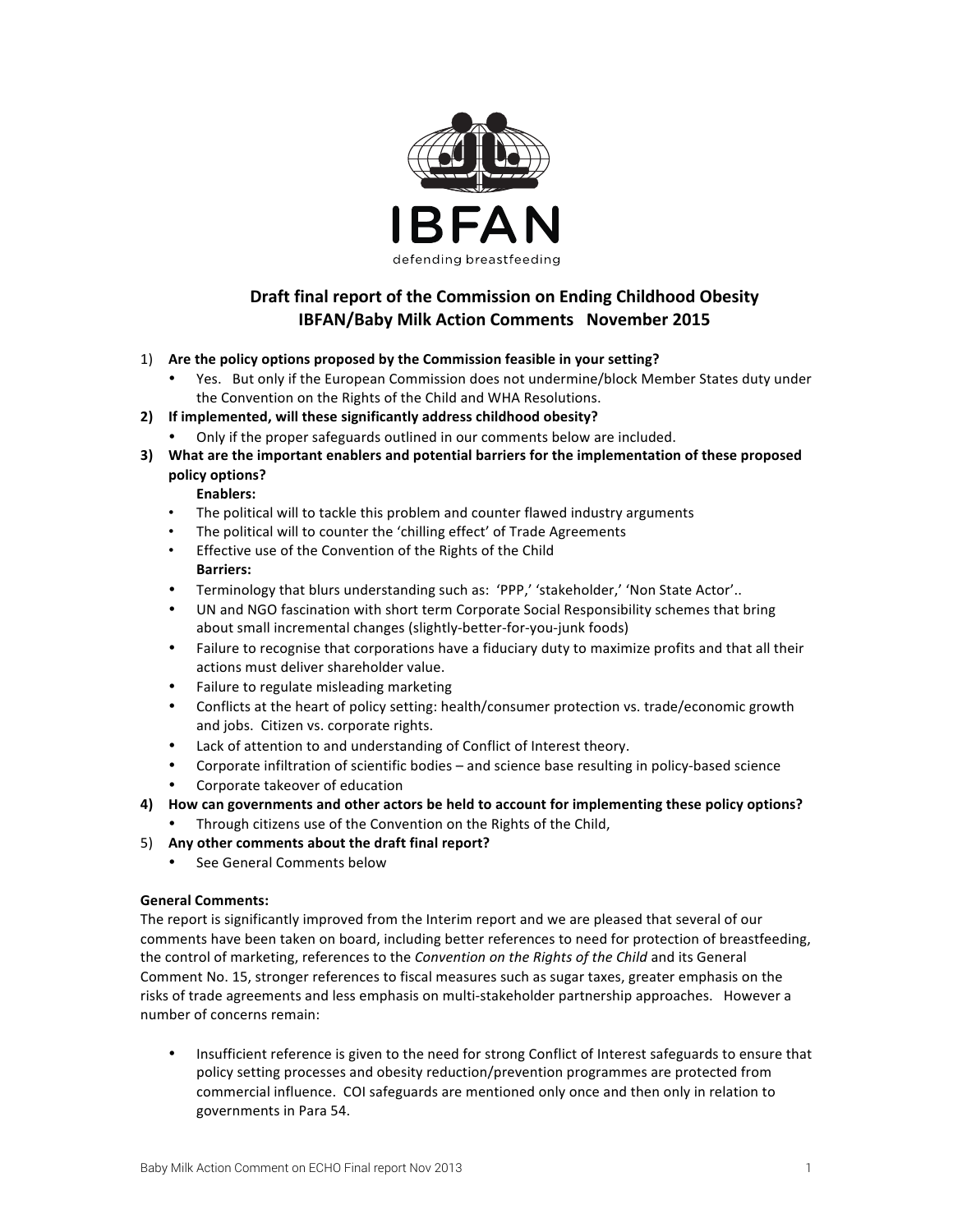IBFAN

defending breastfeeding

## Draft final report of the Commission on Ending Childhood Obesity
## IBFAN/Baby Milk Action Comments November 2015

1) **Are the policy options proposed by the Commission feasible in your setting?**
   - Yes. But only if the European Commission does not undermine/block Member States duty under the Convention on the Rights of the Child and WHA Resolutions.
2) **If implemented, will these significantly address childhood obesity?**
   - Only if the proper safeguards outlined in our comments below are included.
3) **What are the important enablers and potential barriers for the implementation of these proposed policy options?**

   **Enablers:**
   - The political will to tackle this problem and counter flawed industry arguments
   - The political will to counter the 'chilling effect' of Trade Agreements
   - Effective use of the Convention of the Rights of the Child

   **Barriers:**
   - Terminology that blurs understanding such as: 'PPP,' 'stakeholder,' 'Non State Actor'..
   - UN and NGO fascination with short term Corporate Social Responsibility schemes that bring about small incremental changes (slightly-better-for-you-junk foods)
   - Failure to recognise that corporations have a fiduciary duty to maximize profits and that all their actions must deliver shareholder value.
   - Failure to regulate misleading marketing
   - Conflicts at the heart of policy setting: health/consumer protection vs. trade/economic growth and jobs. Citizen vs. corporate rights.
   - Lack of attention to and understanding of Conflict of Interest theory.
   - Corporate infiltration of scientific bodies – and science base resulting in policy-based science
   - Corporate takeover of education
4) **How can governments and other actors be held to account for implementing these policy options?**
   - Through citizens use of the Convention on the Rights of the Child,
5) **Any other comments about the draft final report?**
   - See General Comments below

**General Comments:**

The report is significantly improved from the Interim report and we are pleased that several of our comments have been taken on board, including better references to need for protection of breastfeeding, the control of marketing, references to the *Convention on the Rights of the Child* and its General Comment No. 15, stronger references to fiscal measures such as sugar taxes, greater emphasis on the risks of trade agreements and less emphasis on multi-stakeholder partnership approaches. However a number of concerns remain:

- Insufficient reference is given to the need for strong Conflict of Interest safeguards to ensure that policy setting processes and obesity reduction/prevention programmes are protected from commercial influence. COI safeguards are mentioned only once and then only in relation to governments in Para 54.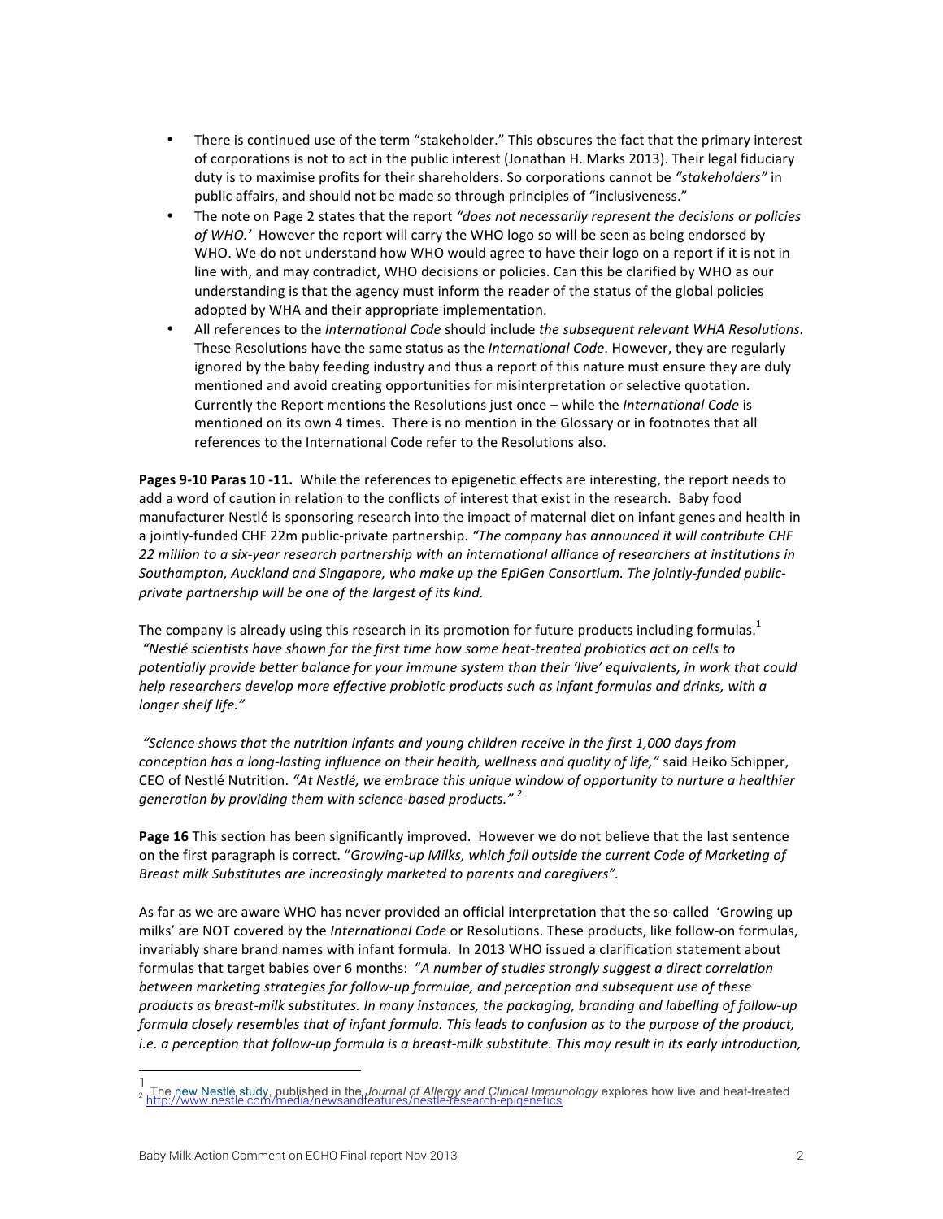- There is continued use of the term "stakeholder." This obscures the fact that the primary interest of corporations is not to act in the public interest (Jonathan H. Marks 2013). Their legal fiduciary duty is to maximise profits for their shareholders. So corporations cannot be *"stakeholders"* in public affairs, and should not be made so through principles of "inclusiveness."
- The note on Page 2 states that the report *"does not necessarily represent the decisions or policies of WHO.'* However the report will carry the WHO logo so will be seen as being endorsed by WHO. We do not understand how WHO would agree to have their logo on a report if it is not in line with, and may contradict, WHO decisions or policies. Can this be clarified by WHO as our understanding is that the agency must inform the reader of the status of the global policies adopted by WHA and their appropriate implementation.
- All references to the *International Code* should include *the subsequent relevant WHA Resolutions.* These Resolutions have the same status as the *International Code*. However, they are regularly ignored by the baby feeding industry and thus a report of this nature must ensure they are duly mentioned and avoid creating opportunities for misinterpretation or selective quotation. Currently the Report mentions the Resolutions just once – while the *International Code* is mentioned on its own 4 times. There is no mention in the Glossary or in footnotes that all references to the International Code refer to the Resolutions also.

**Pages 9-10 Paras 10 -11.** While the references to epigenetic effects are interesting, the report needs to add a word of caution in relation to the conflicts of interest that exist in the research. Baby food manufacturer Nestlé is sponsoring research into the impact of maternal diet on infant genes and health in a jointly-funded CHF 22m public-private partnership. *"The company has announced it will contribute CHF 22 million to a six-year research partnership with an international alliance of researchers at institutions in Southampton, Auckland and Singapore, who make up the EpiGen Consortium. The jointly-funded public-private partnership will be one of the largest of its kind.*

The company is already using this research in its promotion for future products including formulas.[1]
*"Nestlé scientists have shown for the first time how some heat-treated probiotics act on cells to potentially provide better balance for your immune system than their 'live' equivalents, in work that could help researchers develop more effective probiotic products such as infant formulas and drinks, with a longer shelf life."*

*"Science shows that the nutrition infants and young children receive in the first 1,000 days from conception has a long-lasting influence on their health, wellness and quality of life,"* said Heiko Schipper, CEO of Nestlé Nutrition. *"At Nestlé, we embrace this unique window of opportunity to nurture a healthier generation by providing them with science-based products."* [2]

**Page 16** This section has been significantly improved. However we do not believe that the last sentence on the first paragraph is correct. "*Growing-up Milks, which fall outside the current Code of Marketing of Breast milk Substitutes are increasingly marketed to parents and caregivers".*

As far as we are aware WHO has never provided an official interpretation that the so-called 'Growing up milks' are NOT covered by the *International Code* or Resolutions. These products, like follow-on formulas, invariably share brand names with infant formula. In 2013 WHO issued a clarification statement about formulas that target babies over 6 months: "*A number of studies strongly suggest a direct correlation between marketing strategies for follow-up formulae, and perception and subsequent use of these products as breast-milk substitutes. In many instances, the packaging, branding and labelling of follow-up formula closely resembles that of infant formula. This leads to confusion as to the purpose of the product, i.e. a perception that follow-up formula is a breast-milk substitute. This may result in its early introduction,*

---

[1] The new Nestlé study, published in the *Journal of Allergy and Clinical Immunology* explores how live and heat-treated

[2] http://www.nestle.com/media/newsandfeatures/nestle-research-epigenetics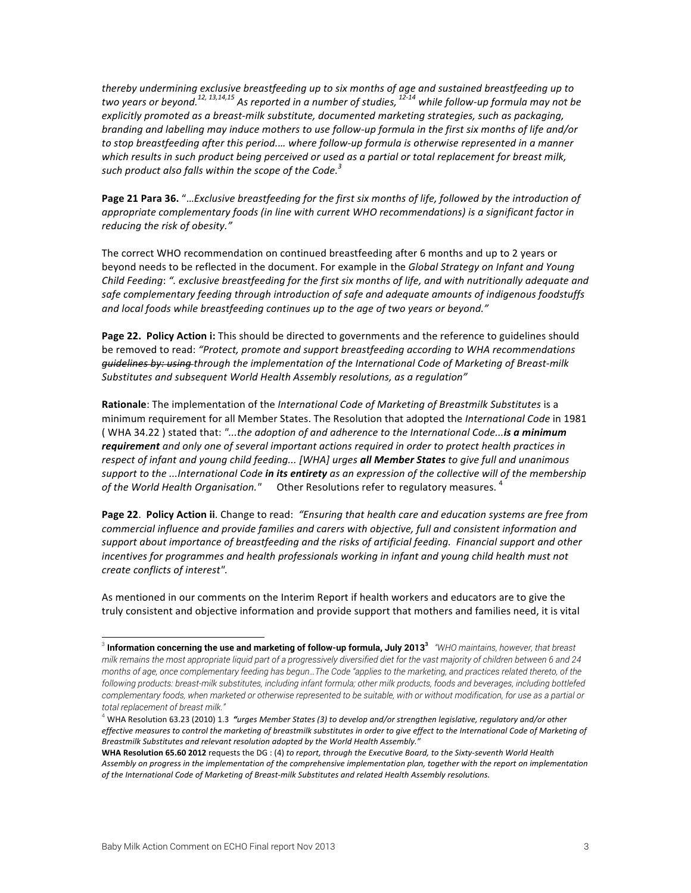*thereby undermining exclusive breastfeeding up to six months of age and sustained breastfeeding up to two years or beyond.*[12, 13,14,15] *As reported in a number of studies,* [12-14] *while follow-up formula may not be explicitly promoted as a breast-milk substitute, documented marketing strategies, such as packaging, branding and labelling may induce mothers to use follow-up formula in the first six months of life and/or to stop breastfeeding after this period.… where follow-up formula is otherwise represented in a manner which results in such product being perceived or used as a partial or total replacement for breast milk, such product also falls within the scope of the Code.*[3]

**Page 21 Para 36.** "*…Exclusive breastfeeding for the first six months of life, followed by the introduction of appropriate complementary foods (in line with current WHO recommendations) is a significant factor in reducing the risk of obesity."*

The correct WHO recommendation on continued breastfeeding after 6 months and up to 2 years or beyond needs to be reflected in the document. For example in the *Global Strategy on Infant and Young Child Feeding*: *". exclusive breastfeeding for the first six months of life, and with nutritionally adequate and safe complementary feeding through introduction of safe and adequate amounts of indigenous foodstuffs and local foods while breastfeeding continues up to the age of two years or beyond."*

**Page 22. Policy Action i:** This should be directed to governments and the reference to guidelines should be removed to read: *"Protect, promote and support breastfeeding according to WHA recommendations ~~guidelines by: using~~ through the implementation of the International Code of Marketing of Breast-milk Substitutes and subsequent World Health Assembly resolutions, as a regulation"*

**Rationale**: The implementation of the *International Code of Marketing of Breastmilk Substitutes* is a minimum requirement for all Member States. The Resolution that adopted the *International Code* in 1981 ( WHA 34.22 ) stated that: *"...the adoption of and adherence to the International Code...**is a minimum requirement** and only one of several important actions required in order to protect health practices in respect of infant and young child feeding... [WHA] urges **all Member States** to give full and unanimous support to the ...International Code **in its entirety** as an expression of the collective will of the membership of the World Health Organisation."* Other Resolutions refer to regulatory measures. [4]

**Page 22**. **Policy Action ii**. Change to read: *"Ensuring that health care and education systems are free from commercial influence and provide families and carers with objective, full and consistent information and support about importance of breastfeeding and the risks of artificial feeding. Financial support and other incentives for programmes and health professionals working in infant and young child health must not create conflicts of interest".*

As mentioned in our comments on the Interim Report if health workers and educators are to give the truly consistent and objective information and provide support that mothers and families need, it is vital

---

[3] **Information concerning the use and marketing of follow-up formula, July 2013**[3] *"WHO maintains, however, that breast milk remains the most appropriate liquid part of a progressively diversified diet for the vast majority of children between 6 and 24 months of age, once complementary feeding has begun…The Code "applies to the marketing, and practices related thereto, of the following products: breast-milk substitutes, including infant formula; other milk products, foods and beverages, including bottlefed complementary foods, when marketed or otherwise represented to be suitable, with or without modification, for use as a partial or total replacement of breast milk."*

[4] WHA Resolution 63.23 (2010) 1.3 ***"****urges Member States (3) to develop and/or strengthen legislative, regulatory and/or other effective measures to control the marketing of breastmilk substitutes in order to give effect to the International Code of Marketing of Breastmilk Substitutes and relevant resolution adopted by the World Health Assembly."*

**WHA Resolution 65.60 2012** requests the DG : (4) *to report, through the Executive Board, to the Sixty-seventh World Health Assembly on progress in the implementation of the comprehensive implementation plan, together with the report on implementation of the International Code of Marketing of Breast-milk Substitutes and related Health Assembly resolutions.*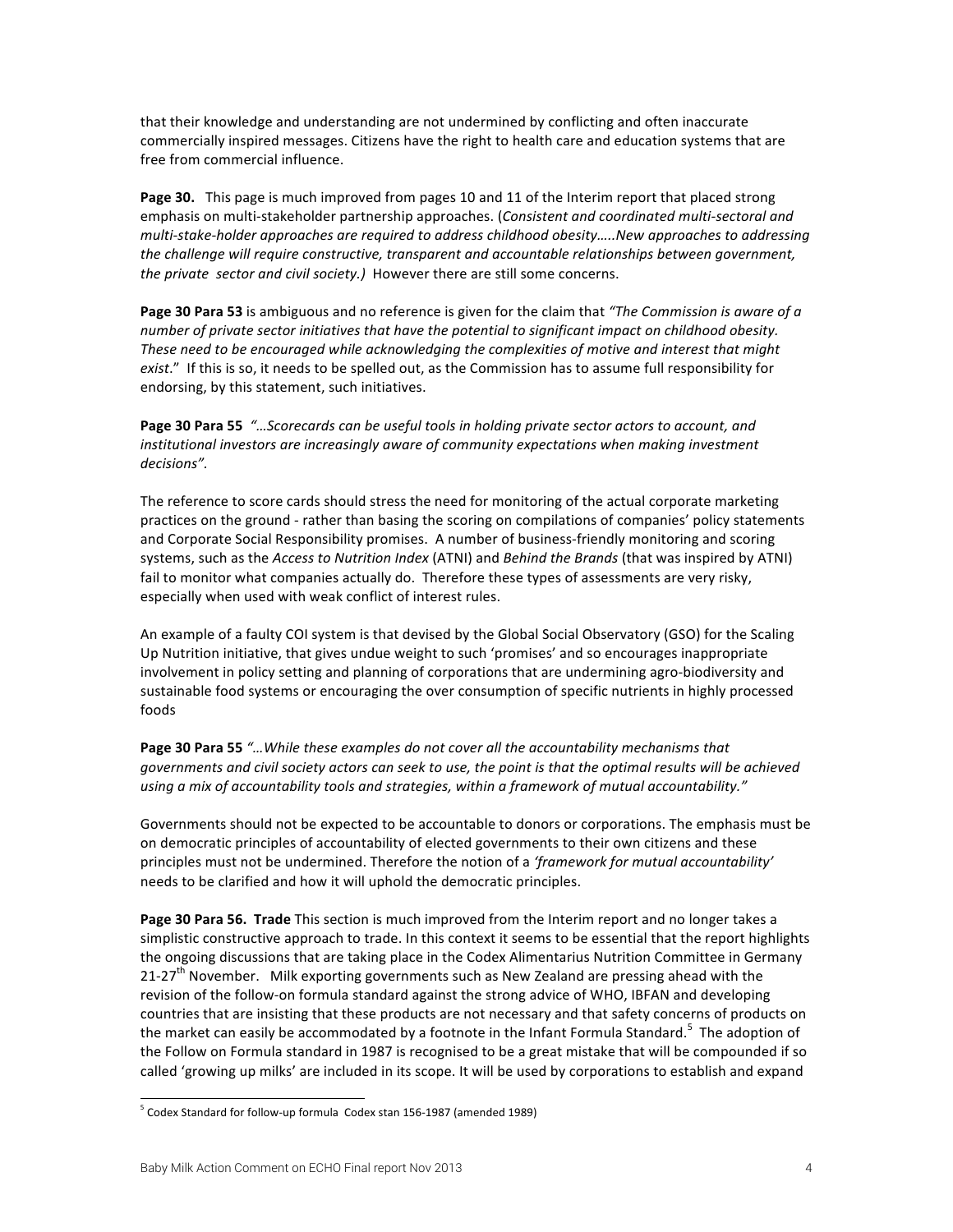that their knowledge and understanding are not undermined by conflicting and often inaccurate commercially inspired messages. Citizens have the right to health care and education systems that are free from commercial influence.

**Page 30.** This page is much improved from pages 10 and 11 of the Interim report that placed strong emphasis on multi-stakeholder partnership approaches. (*Consistent and coordinated multi-sectoral and multi-stake-holder approaches are required to address childhood obesity…..New approaches to addressing the challenge will require constructive, transparent and accountable relationships between government, the private sector and civil society.)* However there are still some concerns.

**Page 30 Para 53** is ambiguous and no reference is given for the claim that *"The Commission is aware of a number of private sector initiatives that have the potential to significant impact on childhood obesity. These need to be encouraged while acknowledging the complexities of motive and interest that might exist*." If this is so, it needs to be spelled out, as the Commission has to assume full responsibility for endorsing, by this statement, such initiatives.

**Page 30 Para 55** *"…Scorecards can be useful tools in holding private sector actors to account, and institutional investors are increasingly aware of community expectations when making investment decisions"*.

The reference to score cards should stress the need for monitoring of the actual corporate marketing practices on the ground - rather than basing the scoring on compilations of companies' policy statements and Corporate Social Responsibility promises. A number of business-friendly monitoring and scoring systems, such as the *Access to Nutrition Index* (ATNI) and *Behind the Brands* (that was inspired by ATNI) fail to monitor what companies actually do. Therefore these types of assessments are very risky, especially when used with weak conflict of interest rules.

An example of a faulty COI system is that devised by the Global Social Observatory (GSO) for the Scaling Up Nutrition initiative, that gives undue weight to such 'promises' and so encourages inappropriate involvement in policy setting and planning of corporations that are undermining agro-biodiversity and sustainable food systems or encouraging the over consumption of specific nutrients in highly processed foods

**Page 30 Para 55** *"…While these examples do not cover all the accountability mechanisms that governments and civil society actors can seek to use, the point is that the optimal results will be achieved using a mix of accountability tools and strategies, within a framework of mutual accountability."*

Governments should not be expected to be accountable to donors or corporations. The emphasis must be on democratic principles of accountability of elected governments to their own citizens and these principles must not be undermined. Therefore the notion of a *'framework for mutual accountability'* needs to be clarified and how it will uphold the democratic principles.

**Page 30 Para 56. Trade** This section is much improved from the Interim report and no longer takes a simplistic constructive approach to trade. In this context it seems to be essential that the report highlights the ongoing discussions that are taking place in the Codex Alimentarius Nutrition Committee in Germany 21-27th November. Milk exporting governments such as New Zealand are pressing ahead with the revision of the follow-on formula standard against the strong advice of WHO, IBFAN and developing countries that are insisting that these products are not necessary and that safety concerns of products on the market can easily be accommodated by a footnote in the Infant Formula Standard.[5] The adoption of the Follow on Formula standard in 1987 is recognised to be a great mistake that will be compounded if so called 'growing up milks' are included in its scope. It will be used by corporations to establish and expand

[5] Codex Standard for follow-up formula Codex stan 156-1987 (amended 1989)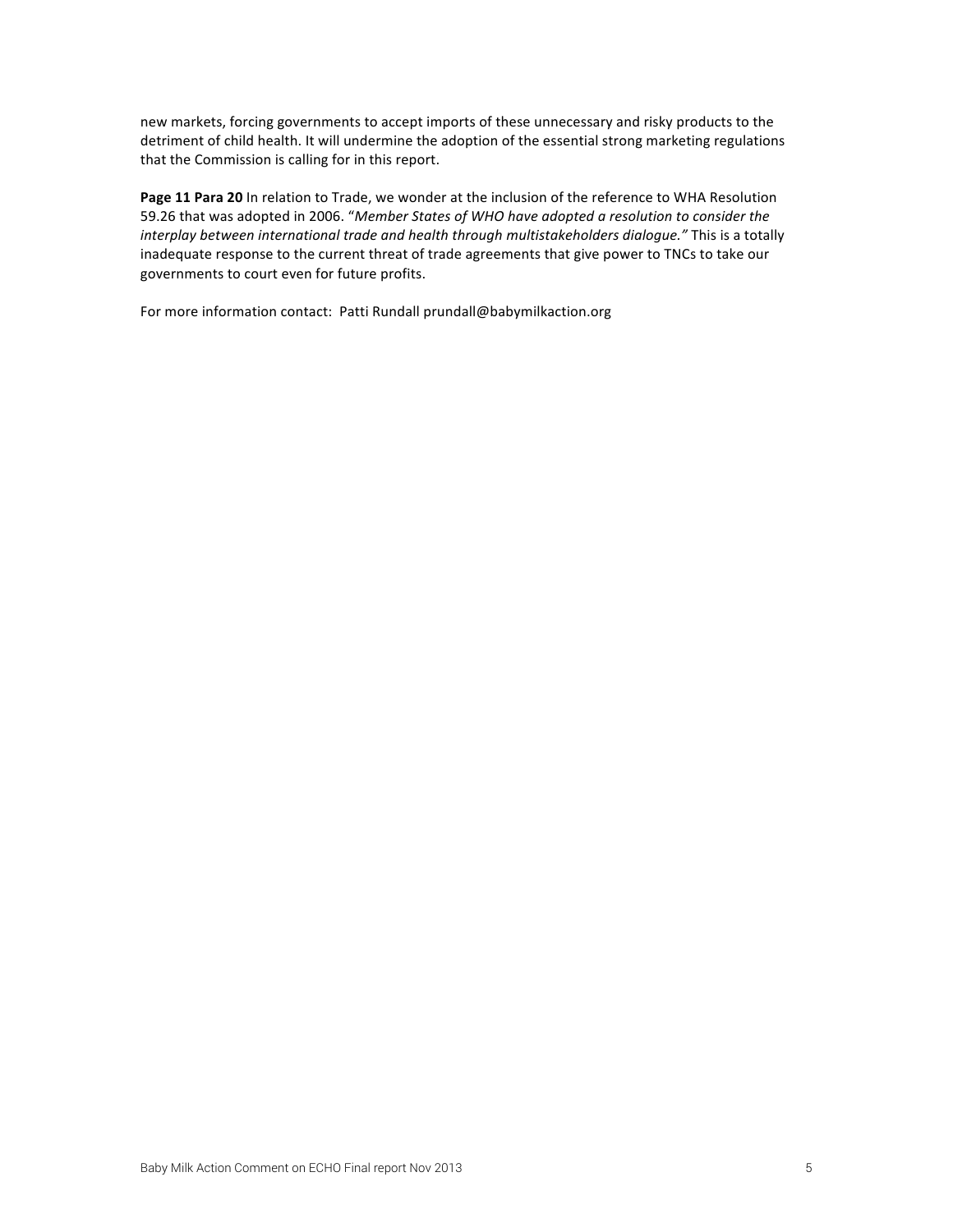new markets, forcing governments to accept imports of these unnecessary and risky products to the detriment of child health. It will undermine the adoption of the essential strong marketing regulations that the Commission is calling for in this report.

**Page 11 Para 20** In relation to Trade, we wonder at the inclusion of the reference to WHA Resolution 59.26 that was adopted in 2006. "*Member States of WHO have adopted a resolution to consider the interplay between international trade and health through multistakeholders dialogue."* This is a totally inadequate response to the current threat of trade agreements that give power to TNCs to take our governments to court even for future profits.

For more information contact: Patti Rundall prundall@babymilkaction.org